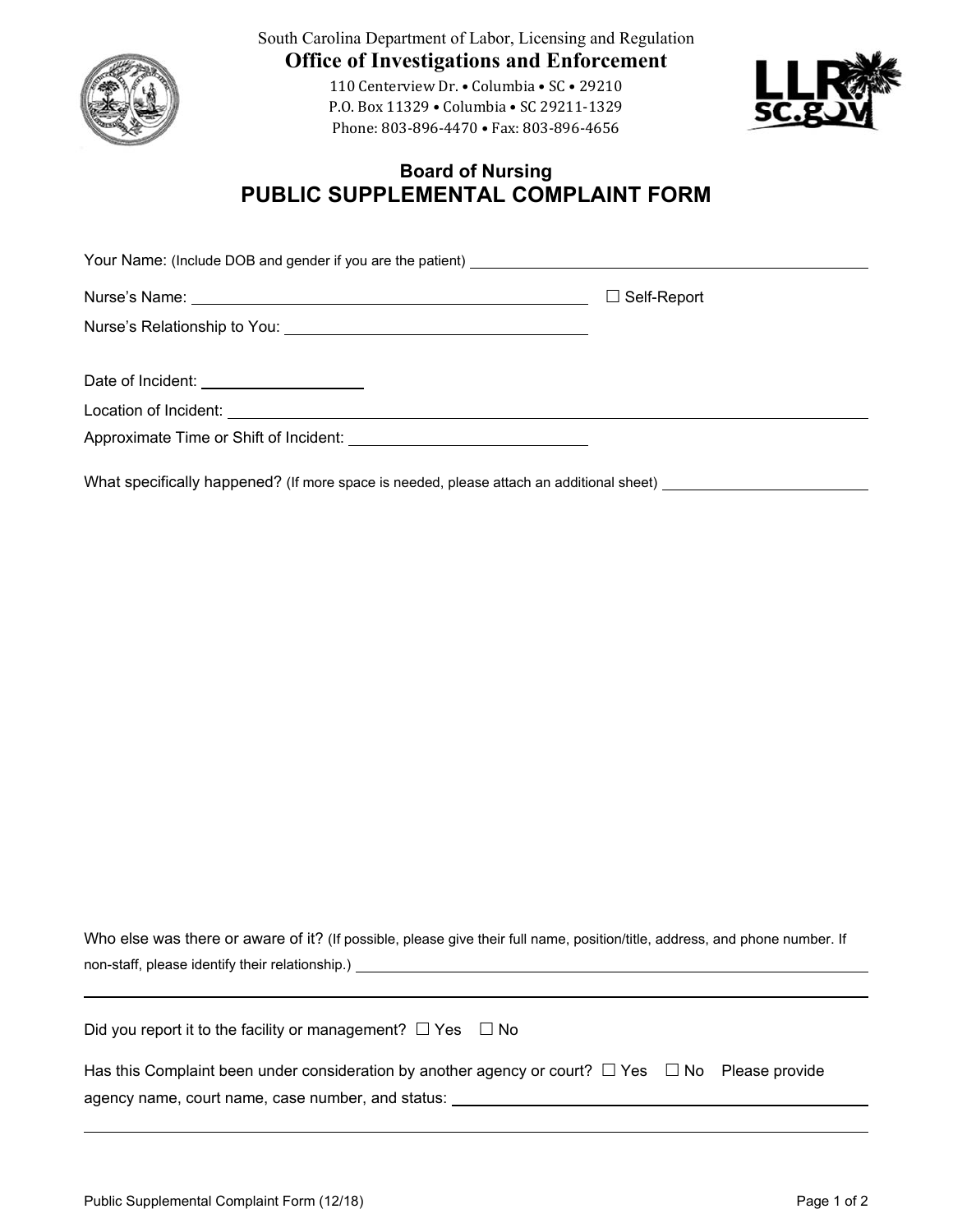South Carolina Department of Labor, Licensing and Regulation

# Office of Investigations and Enforcement

110 Centerview Dr. • Columbia • SC • 29210
P.O. Box 11329 • Columbia • SC 29211-1329
Phone: 803-896-4470 • Fax: 803-896-4656

### Board of Nursing

## PUBLIC SUPPLEMENTAL COMPLAINT FORM

Your Name: (Include DOB and gender if you are the patient) ______________________________

Nurse's Name: ______________________________ ☐ Self-Report

Nurse's Relationship to You: ______________________________

Date of Incident: ________________

Location of Incident: ______________________________

Approximate Time or Shift of Incident: ______________________________

What specifically happened? (If more space is needed, please attach an additional sheet) ______________________________

Who else was there or aware of it? (If possible, please give their full name, position/title, address, and phone number. If non-staff, please identify their relationship.) ______________________________

______________________________

Did you report it to the facility or management? ☐ Yes ☐ No

Has this Complaint been under consideration by another agency or court? ☐ Yes ☐ No Please provide agency name, court name, case number, and status: ______________________________

______________________________

Public Supplemental Complaint Form (12/18)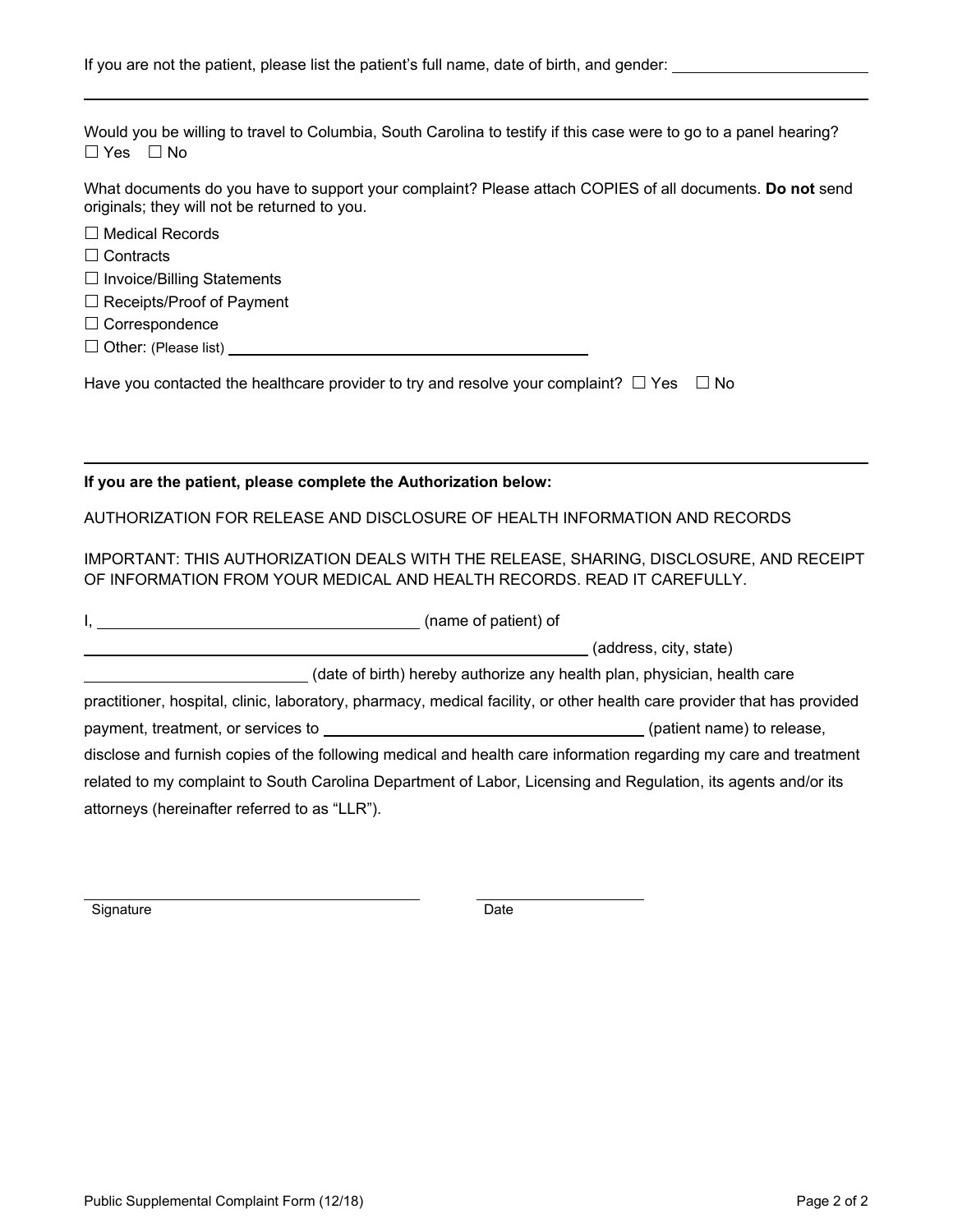If you are not the patient, please list the patient's full name, date of birth, and gender: ______________________

---

Would you be willing to travel to Columbia, South Carolina to testify if this case were to go to a panel hearing?
☐ Yes ☐ No

What documents do you have to support your complaint? Please attach COPIES of all documents. **Do not** send originals; they will not be returned to you.

☐ Medical Records
☐ Contracts
☐ Invoice/Billing Statements
☐ Receipts/Proof of Payment
☐ Correspondence
☐ Other: (Please list) ______________________________

Have you contacted the healthcare provider to try and resolve your complaint? ☐ Yes ☐ No

---

**If you are the patient, please complete the Authorization below:**

AUTHORIZATION FOR RELEASE AND DISCLOSURE OF HEALTH INFORMATION AND RECORDS

IMPORTANT: THIS AUTHORIZATION DEALS WITH THE RELEASE, SHARING, DISCLOSURE, AND RECEIPT OF INFORMATION FROM YOUR MEDICAL AND HEALTH RECORDS. READ IT CAREFULLY.

I, ______________________________ (name of patient) of ____________________________________________ (address, city, state) ______________________ (date of birth) hereby authorize any health plan, physician, health care practitioner, hospital, clinic, laboratory, pharmacy, medical facility, or other health care provider that has provided payment, treatment, or services to ______________________________ (patient name) to release, disclose and furnish copies of the following medical and health care information regarding my care and treatment related to my complaint to South Carolina Department of Labor, Licensing and Regulation, its agents and/or its attorneys (hereinafter referred to as "LLR").

______________________________ ______________________
Signature Date

Public Supplemental Complaint Form (12/18)